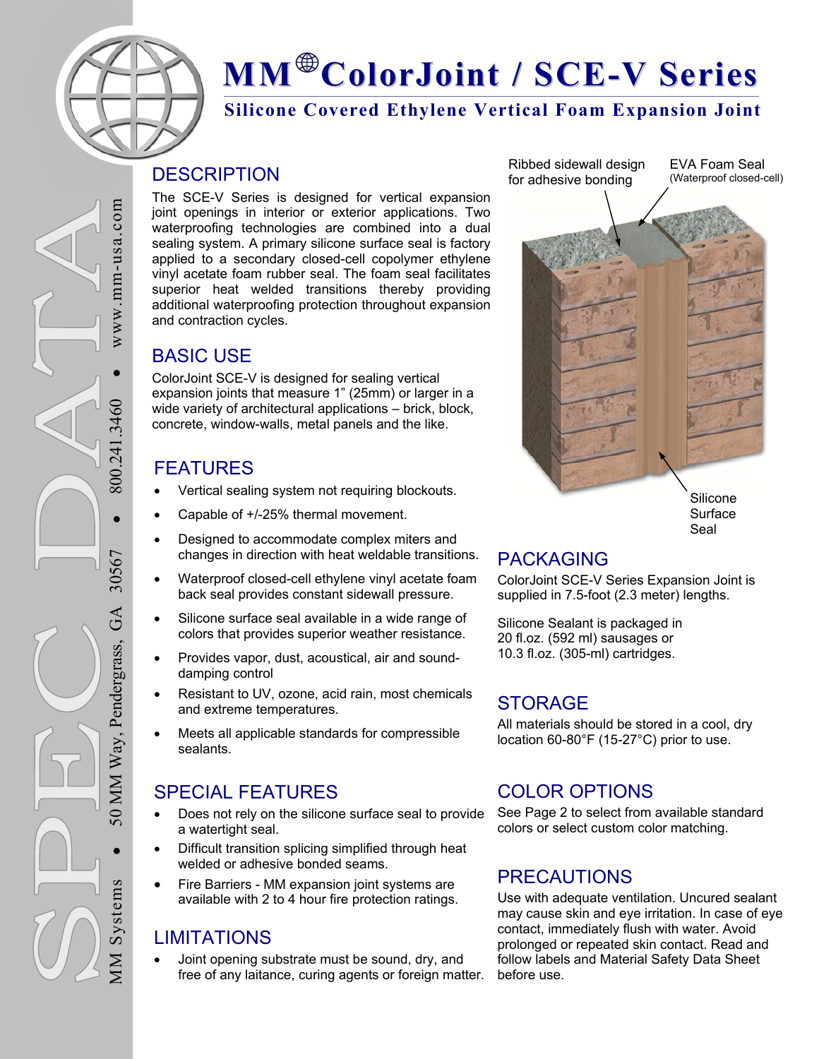# MM® ColorJoint / SCE-V Series

## Silicone Covered Ethylene Vertical Foam Expansion Joint

## DESCRIPTION

The SCE-V Series is designed for vertical expansion joint openings in interior or exterior applications. Two waterproofing technologies are combined into a dual sealing system. A primary silicone surface seal is factory applied to a secondary closed-cell copolymer ethylene vinyl acetate foam rubber seal. The foam seal facilitates superior heat welded transitions thereby providing additional waterproofing protection throughout expansion and contraction cycles.

## BASIC USE

ColorJoint SCE-V is designed for sealing vertical expansion joints that measure 1" (25mm) or larger in a wide variety of architectural applications – brick, block, concrete, window-walls, metal panels and the like.

## FEATURES

- Vertical sealing system not requiring blockouts.
- Capable of +/-25% thermal movement.
- Designed to accommodate complex miters and changes in direction with heat weldable transitions.
- Waterproof closed-cell ethylene vinyl acetate foam back seal provides constant sidewall pressure.
- Silicone surface seal available in a wide range of colors that provides superior weather resistance.
- Provides vapor, dust, acoustical, air and sound-damping control
- Resistant to UV, ozone, acid rain, most chemicals and extreme temperatures.
- Meets all applicable standards for compressible sealants.

## SPECIAL FEATURES

- Does not rely on the silicone surface seal to provide a watertight seal.
- Difficult transition splicing simplified through heat welded or adhesive bonded seams.
- Fire Barriers - MM expansion joint systems are available with 2 to 4 hour fire protection ratings.

## LIMITATIONS

- Joint opening substrate must be sound, dry, and free of any laitance, curing agents or foreign matter.

Ribbed sidewall design for adhesive bonding

EVA Foam Seal (Waterproof closed-cell)

Silicone Surface Seal

## PACKAGING

ColorJoint SCE-V Series Expansion Joint is supplied in 7.5-foot (2.3 meter) lengths.

Silicone Sealant is packaged in 20 fl.oz. (592 ml) sausages or 10.3 fl.oz. (305-ml) cartridges.

## STORAGE

All materials should be stored in a cool, dry location 60-80°F (15-27°C) prior to use.

## COLOR OPTIONS

See Page 2 to select from available standard colors or select custom color matching.

## PRECAUTIONS

Use with adequate ventilation. Uncured sealant may cause skin and eye irritation. In case of eye contact, immediately flush with water. Avoid prolonged or repeated skin contact. Read and follow labels and Material Safety Data Sheet before use.

SPEC DATA

MM Systems • 50 MM Way, Pendergrass, GA 30567 • 800.241.3460 • www.mm-usa.com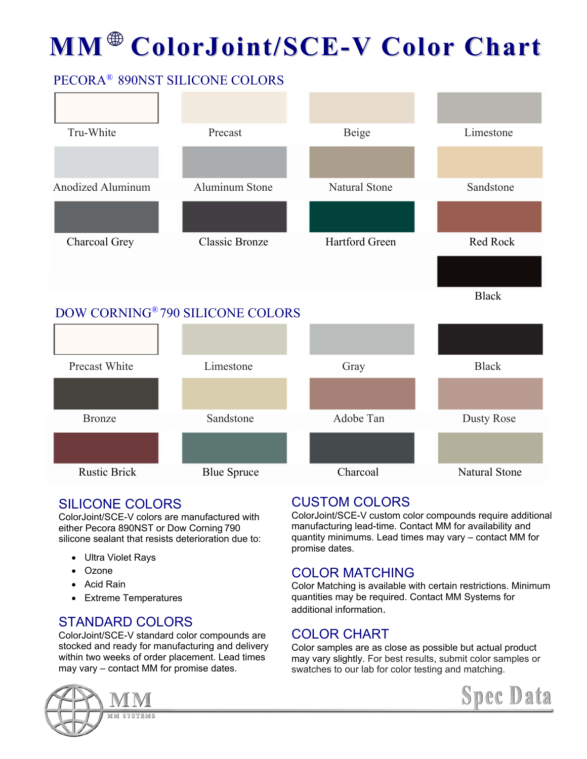# MM ColorJoint/SCE-V Color Chart

## PECORA® 890NST SILICONE COLORS

| | | | |
|---|---|---|---|
| Tru-White | Precast | Beige | Limestone |
| Anodized Aluminum | Aluminum Stone | Natural Stone | Sandstone |
| Charcoal Grey | Classic Bronze | Hartford Green | Red Rock |
| | | | Black |

## DOW CORNING® 790 SILICONE COLORS

| | | | |
|---|---|---|---|
| Precast White | Limestone | Gray | Black |
| Bronze | Sandstone | Adobe Tan | Dusty Rose |
| Rustic Brick | Blue Spruce | Charcoal | Natural Stone |

## SILICONE COLORS

ColorJoint/SCE-V colors are manufactured with either Pecora 890NST or Dow Corning 790 silicone sealant that resists deterioration due to:

- Ultra Violet Rays
- Ozone
- Acid Rain
- Extreme Temperatures

## STANDARD COLORS

ColorJoint/SCE-V standard color compounds are stocked and ready for manufacturing and delivery within two weeks of order placement. Lead times may vary – contact MM for promise dates.

## CUSTOM COLORS

ColorJoint/SCE-V custom color compounds require additional manufacturing lead-time. Contact MM for availability and quantity minimums. Lead times may vary – contact MM for promise dates.

## COLOR MATCHING

Color Matching is available with certain restrictions. Minimum quantities may be required. Contact MM Systems for additional information.

## COLOR CHART

Color samples are as close as possible but actual product may vary slightly. For best results, submit color samples or swatches to our lab for color testing and matching.

MM
MM SYSTEMS

Spec Data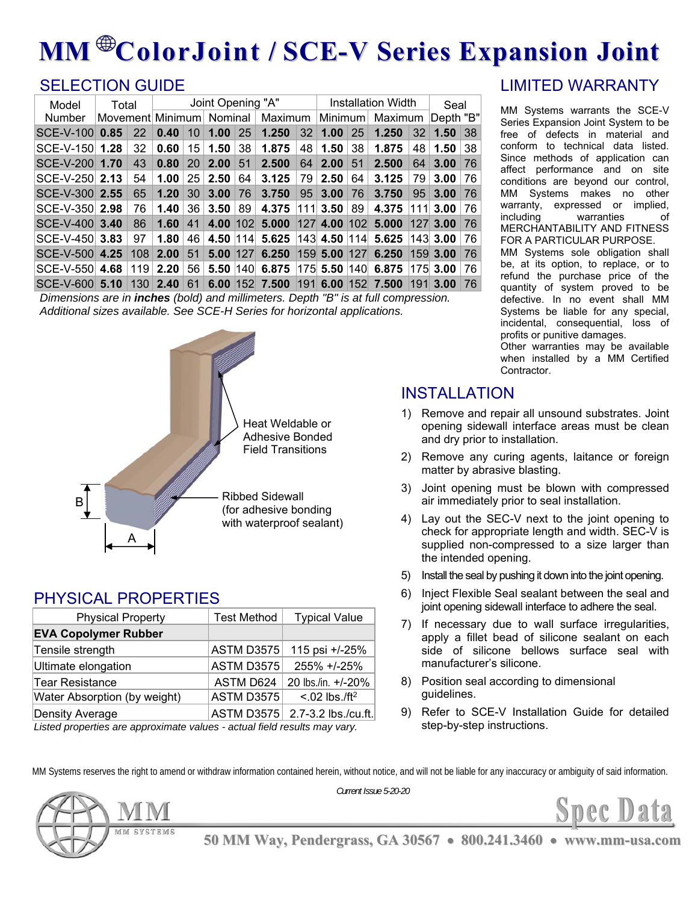# MM ColorJoint / SCE-V Series Expansion Joint

## SELECTION GUIDE

| Model Number | Total Movement | | Joint Opening "A" Minimum | | Nominal | | Maximum | | Installation Width Minimum | | Maximum | | Seal Depth "B" | |
|---|---|---|---|---|---|---|---|---|---|---|---|---|---|---|
| SCE-V-100 | **0.85** | 22 | **0.40** | 10 | **1.00** | 25 | **1.250** | 32 | **1.00** | 25 | **1.250** | 32 | **1.50** | 38 |
| SCE-V-150 | **1.28** | 32 | **0.60** | 15 | **1.50** | 38 | **1.875** | 48 | **1.50** | 38 | **1.875** | 48 | **1.50** | 38 |
| SCE-V-200 | **1.70** | 43 | **0.80** | 20 | **2.00** | 51 | **2.500** | 64 | **2.00** | 51 | **2.500** | 64 | **3.00** | 76 |
| SCE-V-250 | **2.13** | 54 | **1.00** | 25 | **2.50** | 64 | **3.125** | 79 | **2.50** | 64 | **3.125** | 79 | **3.00** | 76 |
| SCE-V-300 | **2.55** | 65 | **1.20** | 30 | **3.00** | 76 | **3.750** | 95 | **3.00** | 76 | **3.750** | 95 | **3.00** | 76 |
| SCE-V-350 | **2.98** | 76 | **1.40** | 36 | **3.50** | 89 | **4.375** | 111 | **3.50** | 89 | **4.375** | 111 | **3.00** | 76 |
| SCE-V-400 | **3.40** | 86 | **1.60** | 41 | **4.00** | 102 | **5.000** | 127 | **4.00** | 102 | **5.000** | 127 | **3.00** | 76 |
| SCE-V-450 | **3.83** | 97 | **1.80** | 46 | **4.50** | 114 | **5.625** | 143 | **4.50** | 114 | **5.625** | 143 | **3.00** | 76 |
| SCE-V-500 | **4.25** | 108 | **2.00** | 51 | **5.00** | 127 | **6.250** | 159 | **5.00** | 127 | **6.250** | 159 | **3.00** | 76 |
| SCE-V-550 | **4.68** | 119 | **2.20** | 56 | **5.50** | 140 | **6.875** | 175 | **5.50** | 140 | **6.875** | 175 | **3.00** | 76 |
| SCE-V-600 | **5.10** | 130 | **2.40** | 61 | **6.00** | 152 | **7.500** | 191 | **6.00** | 152 | **7.500** | 191 | **3.00** | 76 |

*Dimensions are in **inches** (bold) and millimeters. Depth "B" is at full compression.*
*Additional sizes available. See SCE-H Series for horizontal applications.*

Heat Weldable or Adhesive Bonded Field Transitions

Ribbed Sidewall (for adhesive bonding with waterproof sealant)

B

A

## PHYSICAL PROPERTIES

| Physical Property | Test Method | Typical Value |
|---|---|---|
| **EVA Copolymer Rubber** | | |
| Tensile strength | ASTM D3575 | 115 psi +/-25% |
| Ultimate elongation | ASTM D3575 | 255% +/-25% |
| Tear Resistance | ASTM D624 | 20 lbs./in. +/-20% |
| Water Absorption (by weight) | ASTM D3575 | <.02 lbs./ft$^2$ |
| Density Average | ASTM D3575 | 2.7-3.2 lbs./cu.ft. |

*Listed properties are approximate values - actual field results may vary.*

## LIMITED WARRANTY

MM Systems warrants the SCE-V Series Expansion Joint System to be free of defects in material and conform to technical data listed. Since methods of application can affect performance and on site conditions are beyond our control, MM Systems makes no other warranty, expressed or implied, including warranties of MERCHANTABILITY AND FITNESS FOR A PARTICULAR PURPOSE. MM Systems sole obligation shall be, at its option, to replace, or to refund the purchase price of the quantity of system proved to be defective. In no event shall MM Systems be liable for any special, incidental, consequential, loss of profits or punitive damages.
Other warranties may be available when installed by a MM Certified Contractor.

## INSTALLATION

1) Remove and repair all unsound substrates. Joint opening sidewall interface areas must be clean and dry prior to installation.
2) Remove any curing agents, laitance or foreign matter by abrasive blasting.
3) Joint opening must be blown with compressed air immediately prior to seal installation.
4) Lay out the SEC-V next to the joint opening to check for appropriate length and width. SEC-V is supplied non-compressed to a size larger than the intended opening.
5) Install the seal by pushing it down into the joint opening.
6) Inject Flexible Seal sealant between the seal and joint opening sidewall interface to adhere the seal.
7) If necessary due to wall surface irregularities, apply a fillet bead of silicone sealant on each side of silicone bellows surface seal with manufacturer's silicone.
8) Position seal according to dimensional guidelines.
9) Refer to SCE-V Installation Guide for detailed step-by-step instructions.

MM Systems reserves the right to amend or withdraw information contained herein, without notice, and will not be liable for any inaccuracy or ambiguity of said information.

*Current Issue 5-20-20*

MM
MM SYSTEMS

Spec Data

50 MM Way, Pendergrass, GA 30567 • 800.241.3460 • www.mm-usa.com